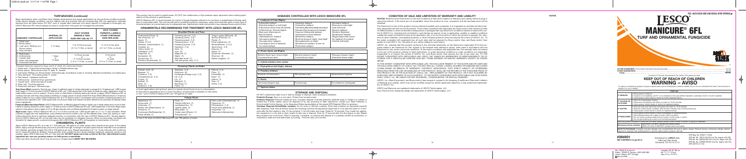## TURFGRASSES (continued)

Begin applications when conditions favor disease development and repeat applications as long as those conditions persist. Under severe disease conditions use the highest rate and shortest interval corresponding with the application schedule selected from the table below. LESCO MANICURE 6FL may be applied as a full-coverage spray. For best results, tank-mix LESCO MANICURE 6FL should always be used in conjunction with a disease management program.

| DISEASES¹ CONTROLLED | INTERVAL OF APPLICATION | GOLF COURSE GREENS & TEES RATE PER 1000 SQ. FT. | GOLF COURSE FAIRWAYS, LAWNS & OTHER TURFGRASS RATE PER ACRE |
|---|---|---|---|
| 1. Dollar spot<br>2. Brown patch<br>3. Leaf spot, Melting-out, Brown blight<br>4. Gray leaf spot | 7-14 days | 2 to 3.6 fl oz ounces<br>(3.1 to 7.3 lbs. a.i./acre) | 0-1/2 to 8-3/4 pints<br>(3.1 to 7.3 lbs. a.i./acre) |
| 5. Red thread<br>6. Anthracnose<br>7. Copper spot<br>8. Stem rust (bluegrass)<br>9. Curvularia leaf spot | 7 days<br>or<br>14 days | 3.6 fluid ounces<br>or<br>5-1/2 fluid ounces<br>(7.3 or 11.3 lbs. a.i./acre) | 8-3/4 pints<br>or<br>15 pints<br>(7.3 or 11.3 lbs. a.i./acre) |

¹Diseases listed are caused by fungi, some of which are named as follows:

1. Dollar spot: *Sclerotinia homoeocarpa*; Lanzia or Moellerodiscus.
2. Brown patch: *Rhizoctonia solani, R. zeae, R. oryzae*
3. Leaf spots, Melting-out, Brown: *Drechslera* spp. (including *D. poae, D. siccans*), *Bipolaris sorokiniana, Curvularia* spp.)
4. Gray leaf spot: *Pyricularia grisea, P. oryzae*
5. Red thread: *Laetisaria fuciformis*
6. Anthracnose: *Colletotrichum graminicola*
7. Copper spot: *Gloeocercospora sorghi*
8. Stem rust: *Puccinia graminis*
9. Curvularia leaf spot: *Alternaria* spp.

**Gray Snow Mold** (caused by *Typhula* spp.): Apply in sufficient water to obtain adequate coverage (2 to 10 gallons per 1,000 square feet). Apply 8 1/2 fluid ounces of LESCO Manicure 6FL per 1,000 square feet of turf area (15 pints per acre). Application must be made before snow cover in autumn. If snow cover is intermittent in spring during the winter, apply LESCO Manicure 6FL at monthly intervals until Gray Snow Mold conditions no longer exist. Under severe Pink Snow Mold (*Microdochium* or *Fusarium patch*) is likely to occur, apply LESCO Manicure 6FL at 5-1/2 fluid ounces in combination with products containing iprodione at 2 ounces active ingredient, per 1,000 square feet of turf area. Read and observe all label directions for products containing these active ingredients.

**Fusarium (Microdochium) Patch** (LESCO Manicure 6FL is effective against *Fusarium patch*) only in areas where snow cover is either infrequent or lasting for a short time. Apply 3-1/2 fluid ounces of LESCO Manicure 6FL per 1,000 square feet of turf area. Begin applications in late autumn and re-apply at 7 to 28 day intervals until conditions favorable for *Fusarium patch* no longer persist.

**Algal scum:** Apply LESCO Manicure 6FL at a rate of 3-1/2 to 5-1/2 fluid ounces per 1,000 square feet on a 7 to 14 day schedule. When outbreaks of algae are well established, remove any crust that should be made to dry out the affected areas. Even dry, spiking or aerification may be necessary to allow algaecides to perform, in conjunction with the use of LESCO Manicure 6FL. General algae control: Apply LESCO Manicure 6FL as the high rates and apply only as needed necessary. When environmental conditions are favorable for algae growth, a preventive program with LESCO Manicure 6FL will suppress or eliminate algae at the turf.

### ORNAMENTAL PLANTS

Apply LESCO Manicure 6FL at a rate of 1-1/8 pints per 100 gallons of water unless other directions are given in the tables below. Apply enough diluted spray per acre to provide thorough coverage of all plant parts that are intended to be protected from diseases: generally ranging from 20 to 100 gallons of spray per acre. Repeat applications at 7 to 14 day intervals until conditions are no longer favorable for disease development. For control of powdery mildew, begin application at disease (generally cloudy or wet weather) apply LESCO Manicure 6FL at 7 day intervals. **DO NOT apply more than a total of 29.4 lbs. chlorothalonil active ingredient per acre per growing season on field-grown ornamentals.**

Fruits and other structures which may be borne on treated plants **MUST NOT BE EATEN.**

This product may be used in greenhouses. DO NOT use mistblowers or high pressure spray equipment when making applications of this product in greenhouses.

LESCO MANICURE 6FL is recommended for control of fungal diseases referred to by numbers in parentheses following each type of ornamental plant. The user should test for possible phytotoxic responses, using recommended rates on each type of ornamental plant on a small area prior to widespread use. Applications made during bloom may damage flowers and/or fruits.

### ORNAMENTALS RECOMMENDED FOR TREATMENT WITH LESCO MANICURE 6FL

**Broadleaf Shrubs and Trees**

| | | |
|---|---|---|
| Andromeda (Pieris) (4)<br>Ash (Fraxinus) (1)<br>Aspen (1)<br>Azalea (1,2,4)<br>Boxleaf Hebe/Box (Buxus sempervirens) (1)<br>Camellia (3)<br>Cherry-laurel (1)<br>Crabapple (1,3)<br>Dogwood (1)<br>Eucalyptus (2)<br>Euonymus (1)<br>Firethorn (Pyracantha) (1) | Flowering almond (1,2)<br>Flowering cherry (1,2)<br>Flowering peach (1,2)<br>Flowering plum (1,2)<br>Flowering quince (1,2)<br>Hawthorn (1,6)<br>Holly (1)<br>Lilac (6)<br>Magnolia (1)<br>Maple (1)<br>Mountain laurel (1)<br>Oak (red group only) (1,7) | Oregon grape (Mahonia) (6)<br>Red-tip (Photinia) (1)<br>Poplar (1)<br>Privet (Ligustrum) (1)<br>Rhododendron (1,3,4)<br>Sand cherry (1,2)<br>Sequoia (7)<br>Spirea (1)<br>Sycamore, Planetree (1)<br>Viburnum (6)<br>Walnut (Juglans) (1) |

**Flowering¹ Plants and Bulbs**

| | | |
|---|---|---|
| Arabian violet (3)<br>Begonia (1)<br>Carnation (1,3)<br>Chrysanthemum (1,3)<br>Crocus (7)<br>Daffodil (7)<br>Daisy (1)<br>Gardenia (1,5) | Gladiolus (1,2)<br>Hollyhock (6)<br>Hydrangea (foliage only) (1,5)<br>Iris (1,3)<br>Lily (1)<br>Marigold (1)<br>Narcissus (1) | Petunia (1,6)<br>Phlox (1)<br>Poinsettia² (1)<br>Rose¹ (1)<br>Statice (1)<br>Tulip (1,8)<br>Zinnia (1,6) |

¹ Avoid applications during bloom period on plants where flower injury is unacceptable.
² Discolour applications prior to bract formation; phytotoxicity is possible on the bracts.
Use 1 pint of LESCO Manicure 6FL per 100 gallons of water.

**Foliage Plants**

| | | |
|---|---|---|
| Aglaonema (1)<br>Areca palm (1)<br>Asteraceae (1)<br>Boston fern (Nephrolepis) (1)<br>Dracaena (1)<br>Dumbcane (Dieffenbachia) (1)<br>Fatsia (Aralia) (1) | Ficus (1)<br>Fishtail palm (1)<br>Leatherleaf fern (1)<br>Lipstick plant (1)<br>Mling palm (1)<br>Oyster plant (Rhoeo) (1)<br>Pachysandra¹ (1) | Parlor palm (Chamaedorea) (1)<br>Peperomia (1)<br>Philodendron (1,4)<br>Prayer plant (Maranta) (1)<br>Syngonium (1)<br>Zebra plant (Aphelandra) |

¹ Use 2-1/2 pints of LESCO Manicure 6FL per 100 gallons of water.

### DISEASES CONTROLLED WITH LESCO MANICURE 6FL

**1. Leafspots & Fruit Blights**

| | | |
|---|---|---|
| Actinopelte leafspot<br>Alternaria leafspot or leaf blight<br>Anthracnose (Gloeosporium, Gl.nomella)<br>Colletotrichum, Discula blights<br>Black spot (Diplocarpon)<br>Botrytis blight<br>Cephalosporium leafspot<br>Cercospora leafspot<br>Cercosporidium leafspot<br>Corynespora stem & leafspots<br>Curvularia leafspot | Cylindrocladium leafspot<br>Didymella leafspot<br>Entomosporium leafspot/scorch<br>Exserohilum/Helminthosporium leafspot<br>Fusarium (Gibberella) leafspot<br>Gloeosporium (black spot)<br>Marssonina leafspot<br>Monilinia blossom blight, twig blight<br>Mycosphaerella leaf blight<br>Mycothecium leafspot, brown rot<br>Phyllosticta leafspot | Ramularia leafspot<br>Rhizoctonia web blight<br>Scab<br>Septoria leafspot<br>Shothole (Stigmina)<br>Sphaeropsis leafspot<br>Stagonospora leaf scorch<br>Tar leafspot (Cristulariella)<br>Volutella leaf blight |

**2. Flower Spots and Blights**

| | |
|---|---|
| Botrytis flower spot, flower blight<br>Curvularia flower spot | Monilinia blossom blight<br>Ovulinia flower blight | Rhizopus blossom blight<br>Sclerotinia flower blight |

**3. Cylindrocladium stem canker**

**4. Phytophthora leaf blight, dieback**

**5. Powdery mildews**

| | |
|---|---|
| Erysiphe cichoracearum<br>Microsphaera spp.<br>Sphaerotheca pannosa |

**6. Rusts**

| | |
|---|---|
| Gymnosporangium spp.<br>Puccinia spp.<br>Puccinastrum hydrangeae |

**7. Septoria blight**

### STORAGE AND DISPOSAL

DO NOT contaminate water, food or feed by storage or disposal. Open dumping is prohibited.

**Pesticide Storage:** Store in a cool place. Protect from excessive heat.

**Pesticide Disposal:** Pesticide wastes are toxic. Improper disposal of excess pesticide, pesticide spray or rinsate is a violation of Federal law. If these wastes cannot be disposed of by use according to label instructions, contact your State Pesticide or Environmental Control Agency, or the Hazardous Waste representative at the nearest EPA Regional Office for guidance.

**Container Disposal (Nonrefillable container:** Do not reuse or refill this container. Triple rinse container (or equivalent) promptly after emptying. Triple rinse as follows: Empty the remaining contents into application equipment or a mix tank and drain for 10 seconds after the flow begins to drip. Fill the container ¼ full with water and recap. Shake for 10 seconds. Pour rinsate into application equipment or a mix tank or store rinsate for later use or disposal. Drain for 10 seconds after the flow begins to drip. Repeat this procedure two more times. Offer for recycling, if available, or puncture and dispose of in a sanitary landfill, by incineration, or if allowed by state and local authorities, by burning. If burned, stay out of smoke.

### CONDITION OF SALE AND LIMITATION OF WARRANTY AND LIABILITY

**NOTICE:** Read the entire Directions for Use and Conditions of Sale and Limitations of Warranty and Liability before buying or using this product. If the terms are not acceptable, return the product at once, unopened, and the purchase price will be refunded.

The Directions for Use of this product must be followed carefully and completely. It is impossible to eliminate all risks inherently associated with the use of this product. To the extent consistent with applicable law, Buyer and/or User assume all risks of ineffectiveness or other unintended consequences or damages that may result from conditions outside or beyond the control of LESCO, Inc., including but not limited to, such factors as manner of use or application, weather or weather conditions outside the range considered normal at the application site or for the time period in which the product is applied, the presence of other materials, incompatible products, or other influencing factors which are beyond the control of LESCO, Inc. To the extent consistent with applicable law, all such risks shall be assumed by Buyer and/or User, and Buyer and/or User agrees to hold LESCO, Inc. harmless for any claims relating to such factors.

LESCO, Inc. warrants that this product conforms to the chemical description on the label and is reasonably fit for the purposes stated in the Directions for Use, subject to the inherent risks referred to above, when used in accordance with the Directions for Use under normal use conditions. To the extent consistent with applicable law, this warranty does not extend to the use of this product contrary to label instructions, or under abnormal conditions or under conditions not reasonably foreseeable to or beyond the control of LESCO, Inc. and Buyer and/or User assume the risk of any such use. TO THE EXTENT CONSISTENT WITH APPLICABLE LAW, LESCO, INC. MAKES NO WARRANTIES OF MERCHANTABILITY OR OF FITNESS FOR A PARTICULAR PURPOSE NOR ANY OTHER EXPRESS OR IMPLIED WARRANTY EXCEPT AS STATED ABOVE.

TO THE EXTENT CONSISTENT WITH APPLICABLE LAW, THE EXCLUSIVE REMEDY OF THE BUYER AND/OR USER AND THE EXCLUSIVE LIABILITY OF LESCO, INC. FOR ANY AND ALL CLAIMS, LOSSES, INJURIES OR DAMAGES (INCLUDING CLAIMS BASED ON BREACH OF WARRANTY, CONTRACT, NEGLIGENCE, TORT, STRICT LIABILITY OR OTHERWISE) RESULTING FROM THE USE OR HANDLING OF THIS PRODUCT, SHALL BE THE RETURN OF THE PURCHASE PRICE OF THE PRODUCT OR, AT THE ELECTION OF LESCO, INC., REPLACEMENT OF THE PRODUCT. IF NOT ACQUIRED BY PURCHASE, REPLACEMENT OF SUCH QUANTITY. TO THE EXTENT CONSISTENT WITH APPLICABLE LAW, IN NO EVENT SHALL LESCO, INC., BE LIABLE FOR ANY INCIDENTAL, CONSEQUENTIAL OR SPECIAL DAMAGES.

LESCO, Inc. offers this product, and Buyer and/or User accept it, subject to the foregoing Conditions of Sale and Limitation of Warranty and Liability, which may not be modified except by written agreement signed by a duly authorized representative of LESCO, Inc.

LESCO and Manicure are registered trademarks of LESCO Technologies, LLC.
Acax Stick and the swooping design are trademarks of LESCO Technologies, LLC.

NOTES

PEEL BACK HERE HOOK AND RESEAL AFTER OPENING

# LESCO® MANICURE® 6FL

## TURF AND ORNAMENTAL FUNGICIDE

**ACTIVE INGREDIENT:** Chlorothalonil (tetrachloroisophthalonitrile) ........ 54.0%
**OTHER INGREDIENTS:** ........ 46.0%
**TOTAL:** ........ 100.0%

Contains 6.0 Pounds Chlorothalonil Per Gallon (720 grams per liter)

## KEEP OUT OF REACH OF CHILDREN
## WARNING – AVISO

Si usted no entiende la etiqueta, busque a alguien para que se la explique a usted en detalle. (If you do not understand the label, find someone to explain it to you in detail.)

| FIRST AID | |
|---|---|
| **IF INHALED** | • Move person to fresh air.<br>• If person is not breathing, call 911 or an ambulance, then give artificial respiration, preferably mouth to mouth, if possible.<br>• Call a poison control center or doctor for further treatment advice. |
| **IF ON SKIN OR CLOTHING** | • Take off contaminated clothing.<br>• Rinse skin immediately with plenty of water for 15-20 minutes.<br>• Call a poison control center or doctor for treatment advice. |
| **IF IN EYES** | • Hold eye open and rinse slowly and gently with water for 15-20 minutes.<br>• Remove contact lenses, if present, after the first 5 minutes, then continue rinsing eye.<br>• Call a poison control center or doctor for treatment advice. |
| **IF SWALLOWED** | • Call a poison control center or doctor immediately for treatment advice.<br>• Have person sip a glass of water if able to swallow.<br>• Do not induce vomiting unless told to do so by a poison control center or doctor.<br>• Do not give anything by mouth to an unconscious person. |

Have the product container or label with you when calling a poison control center or doctor or going for treatment.

Emergency phone number: 1-800-xxx-xxxx (for human and animal health). Chemtrec (for spills, leaks, fire, exposure, or accident)

**NOTE TO PHYSICIAN:** Probable mucosal damage may contraindicate the use of gastric lavage. Persons having a temporary allergic reaction to contact with chlorothalonil or chlorothalonil products should contact a physician.

**#084901**
**NET CONTENTS: 2.5 gal (9.5 L)**

Distributed by: **LESCO, Inc.**
1385 East 36th Street
Cleveland, OH 44114-4114

EPA Reg. No. 60063-1-10404
EPA Est. No. 10...
EPA Est. No. 070884-MO-001 (Lot No. begins with XX)
EPA Est. No. 070884-NE-001 (Lot No. begins with XX)
EPA 32511-TX-1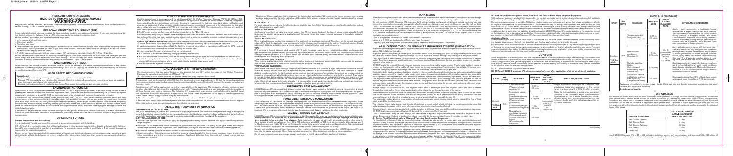# PRECAUTIONARY STATEMENTS

## HAZARDS TO HUMANS AND DOMESTIC ANIMALS

## WARNING-AVISO

## PERSONAL PROTECTIVE EQUIPMENT (PPE)

## ENGINEERING CONTROLS

## USER SAFETY RECOMMENDATIONS

## ENVIRONMENTAL HAZARDS

# DIRECTIONS FOR USE

## AGRICULTURAL USE REQUIREMENTS

## NON-AGRICULTURAL USE REQUIREMENTS

## INTEGRATED PEST MANAGEMENT

## FUNGICIDE RESISTANCE MANAGEMENT

## MIXING, LOADING AND APPLYING

## TANK MIXING

## APPLICATIONS THROUGH SPRINKLER IRRIGATION SYSTEMS (CHEMIGATION)

## CONIFERS

## TURFGRASSES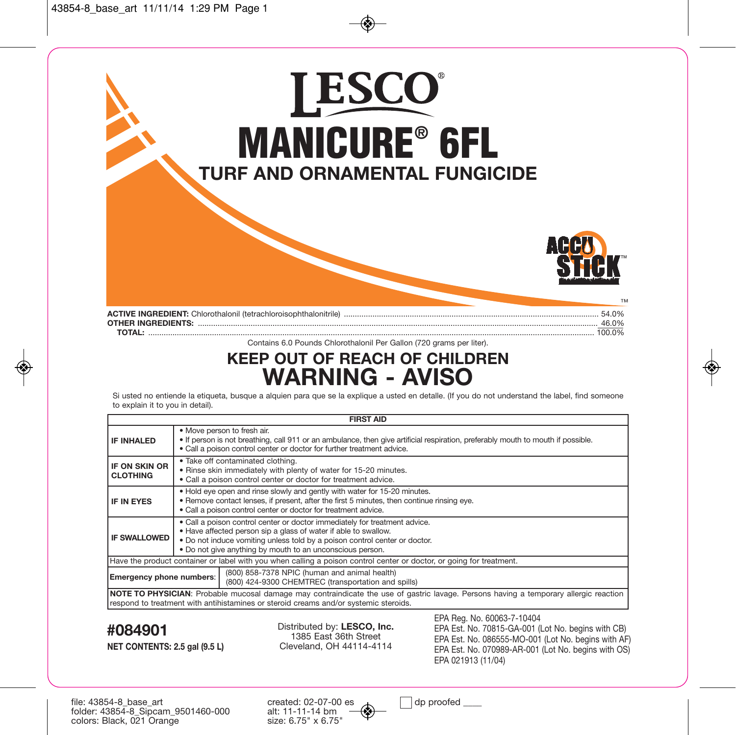# LESCO®

# MANICURE® 6FL

## TURF AND ORNAMENTAL FUNGICIDE

ACCU STICK™

| | |
|---|---|
| **ACTIVE INGREDIENT:** Chlorothalonil (tetrachloroisophthalonitrile) | 54.0% |
| **OTHER INGREDIENTS:** | 46.0% |
| **TOTAL:** | 100.0% |

Contains 6.0 Pounds Chlorothalonil Per Gallon (720 grams per liter).

## KEEP OUT OF REACH OF CHILDREN

## WARNING - AVISO

Si usted no entiende la etiqueta, busque a alquien para que se la explique a usted en detalle. (If you do not understand the label, find someone to explain it to you in detail).

| FIRST AID | |
|---|---|
| **IF INHALED** | • Move person to fresh air.<br>• If person is not breathing, call 911 or an ambulance, then give artificial respiration, preferably mouth to mouth if possible.<br>• Call a poison control center or doctor for further treatment advice. |
| **IF ON SKIN OR CLOTHING** | • Take off contaminated clothing.<br>• Rinse skin immediately with plenty of water for 15-20 minutes.<br>• Call a poison control center or doctor for treatment advice. |
| **IF IN EYES** | • Hold eye open and rinse slowly and gently with water for 15-20 minutes.<br>• Remove contact lenses, if present, after the first 5 minutes, then continue rinsing eye.<br>• Call a poison control center or doctor for treatment advice. |
| **IF SWALLOWED** | • Call a poison control center or doctor immediately for treatment advice.<br>• Have affected person sip a glass of water if able to swallow.<br>• Do not induce vomiting unless told by a poison control center or doctor.<br>• Do not give anything by mouth to an unconscious person. |
| Have the product container or label with you when calling a poison control center or doctor, or going for treatment. | |
| **Emergency phone numbers:** | (800) 858-7378 NPIC (human and animal health)<br>(800) 424-9300 CHEMTREC (transportation and spills) |
| **NOTE TO PHYSICIAN**: Probable mucosal damage may contraindicate the use of gastric lavage. Persons having a temporary allergic reaction respond to treatment with antihistamines or steroid creams and/or systemic steroids. | |

**#084901**

**NET CONTENTS: 2.5 gal (9.5 L)**

Distributed by: **LESCO, Inc.**
1385 East 36th Street
Cleveland, OH 44114-4114

EPA Reg. No. 60063-7-10404
EPA Est. No. 70815-GA-001 (Lot No. begins with CB)
EPA Est. No. 086555-MO-001 (Lot No. begins with AF)
EPA Est. No. 070989-AR-001 (Lot No. begins with OS)
EPA 021913 (11/04)